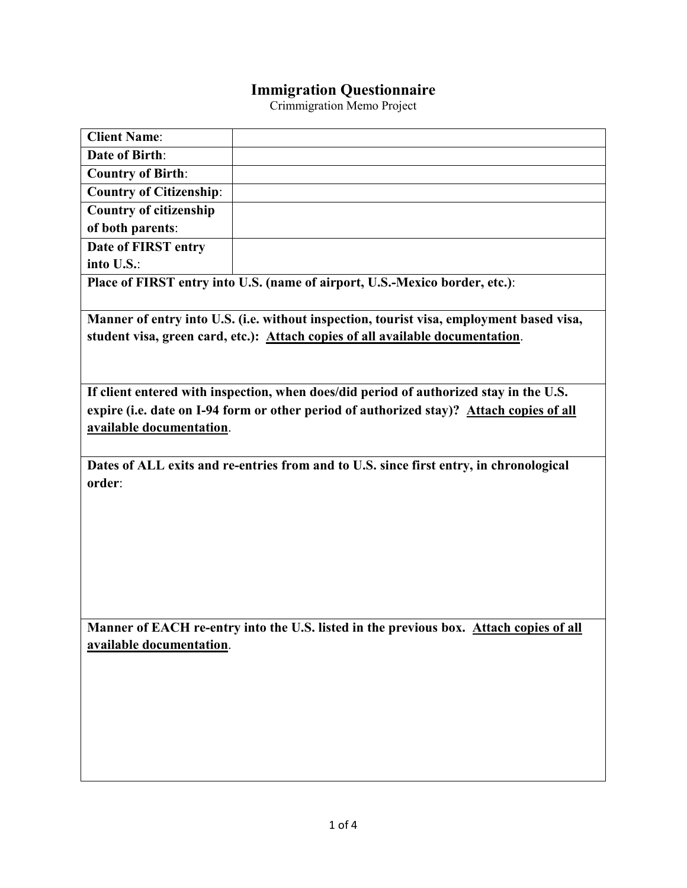# Immigration Questionnaire

Crimmigration Memo Project

| | |
|---|---|
| **Client Name**: | |
| **Date of Birth**: | |
| **Country of Birth**: | |
| **Country of Citizenship**: | |
| **Country of citizenship of both parents**: | |
| **Date of FIRST entry into U.S.**: | |
| **Place of FIRST entry into U.S. (name of airport, U.S.-Mexico border, etc.)**: | |
| **Manner of entry into U.S. (i.e. without inspection, tourist visa, employment based visa, student visa, green card, etc.): <u>Attach copies of all available documentation</u>**. | |
| **If client entered with inspection, when does/did period of authorized stay in the U.S. expire (i.e. date on I-94 form or other period of authorized stay)? <u>Attach copies of all available documentation</u>**. | |
| **Dates of ALL exits and re-entries from and to U.S. since first entry, in chronological order**: | |
| **Manner of EACH re-entry into the U.S. listed in the previous box. <u>Attach copies of all available documentation</u>**. | |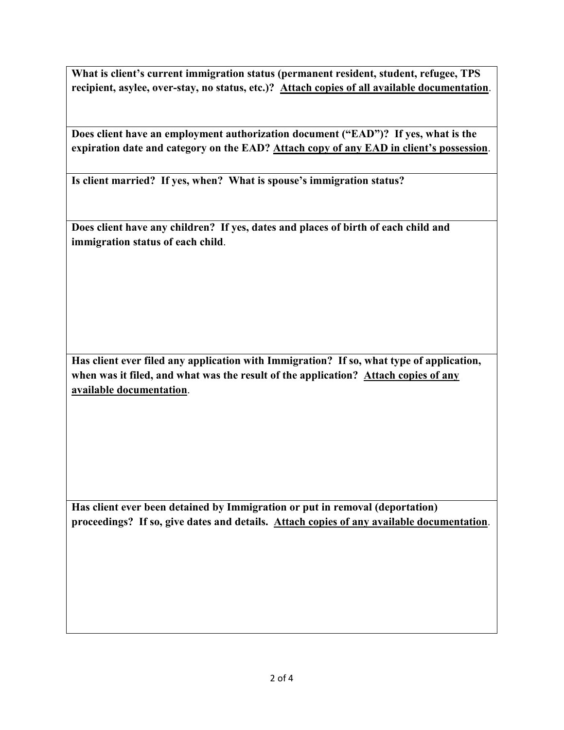**What is client's current immigration status (permanent resident, student, refugee, TPS recipient, asylee, over-stay, no status, etc.)? <u>Attach copies of all available documentation</u>.**

**Does client have an employment authorization document ("EAD")? If yes, what is the expiration date and category on the EAD? <u>Attach copy of any EAD in client's possession</u>.**

**Is client married? If yes, when? What is spouse's immigration status?**

**Does client have any children? If yes, dates and places of birth of each child and immigration status of each child.**

**Has client ever filed any application with Immigration? If so, what type of application, when was it filed, and what was the result of the application? <u>Attach copies of any available documentation</u>.**

**Has client ever been detained by Immigration or put in removal (deportation) proceedings? If so, give dates and details. <u>Attach copies of any available documentation</u>.**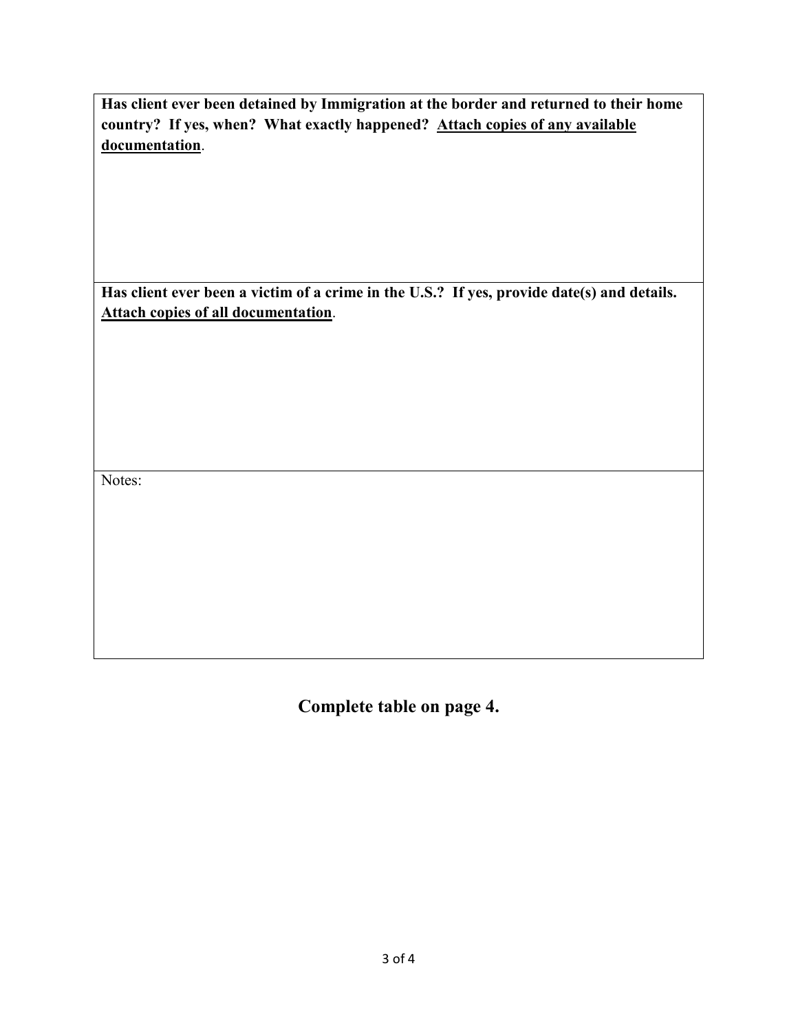| **Has client ever been detained by Immigration at the border and returned to their home country? If yes, when? What exactly happened? <u>Attach copies of any available documentation</u>.** |
|---|
| **Has client ever been a victim of a crime in the U.S.? If yes, provide date(s) and details. <u>Attach copies of all documentation</u>.** |
| Notes: |

**Complete table on page 4.**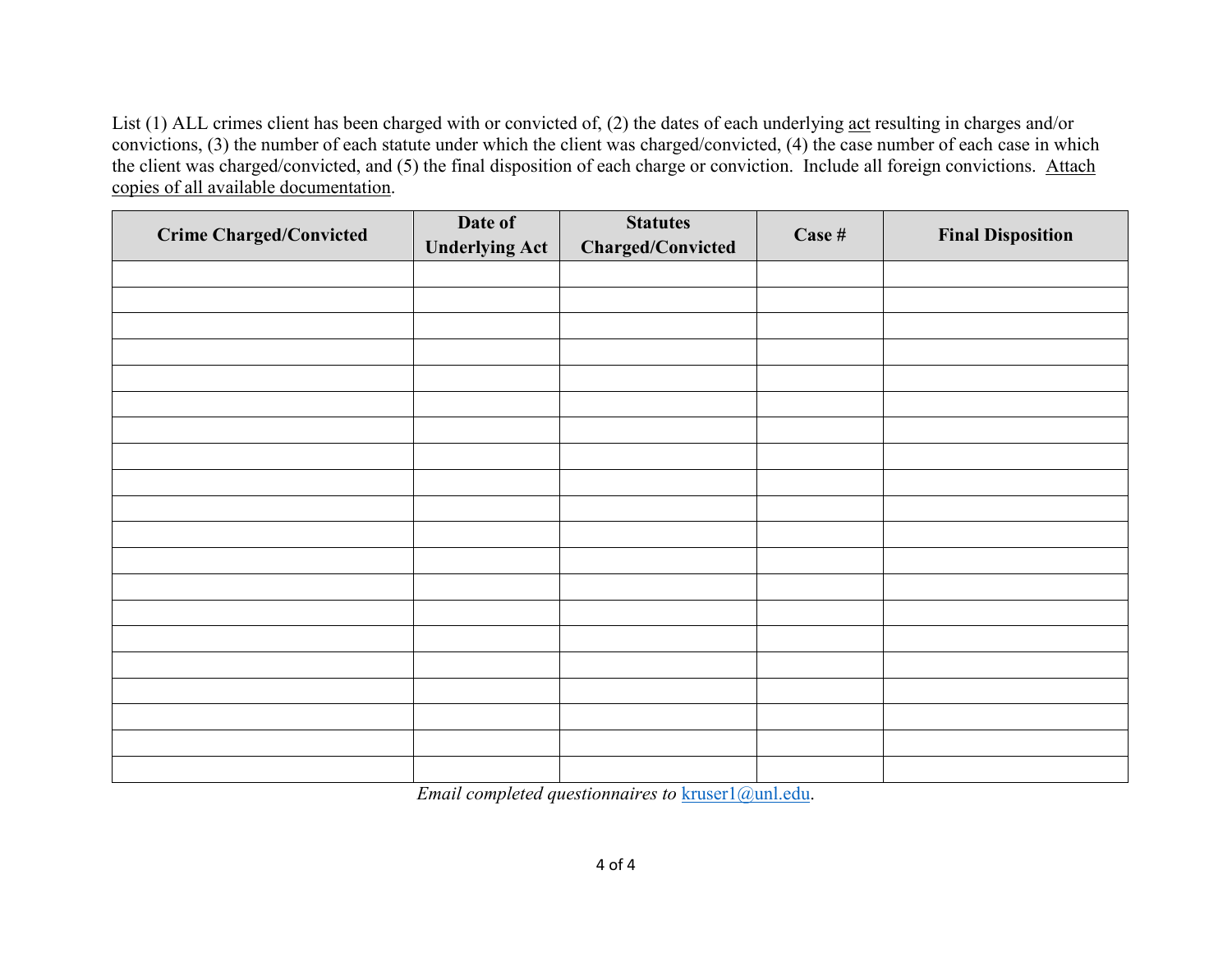List (1) ALL crimes client has been charged with or convicted of, (2) the dates of each underlying act resulting in charges and/or convictions, (3) the number of each statute under which the client was charged/convicted, (4) the case number of each case in which the client was charged/convicted, and (5) the final disposition of each charge or conviction. Include all foreign convictions. Attach copies of all available documentation.

| Crime Charged/Convicted | Date of Underlying Act | Statutes Charged/Convicted | Case # | Final Disposition |
|---|---|---|---|---|
| | | | | |
| | | | | |
| | | | | |
| | | | | |
| | | | | |
| | | | | |
| | | | | |
| | | | | |
| | | | | |
| | | | | |
| | | | | |
| | | | | |
| | | | | |
| | | | | |
| | | | | |
| | | | | |
| | | | | |
| | | | | |
| | | | | |
| | | | | |

*Email completed questionnaires to kruser1@unl.edu.*